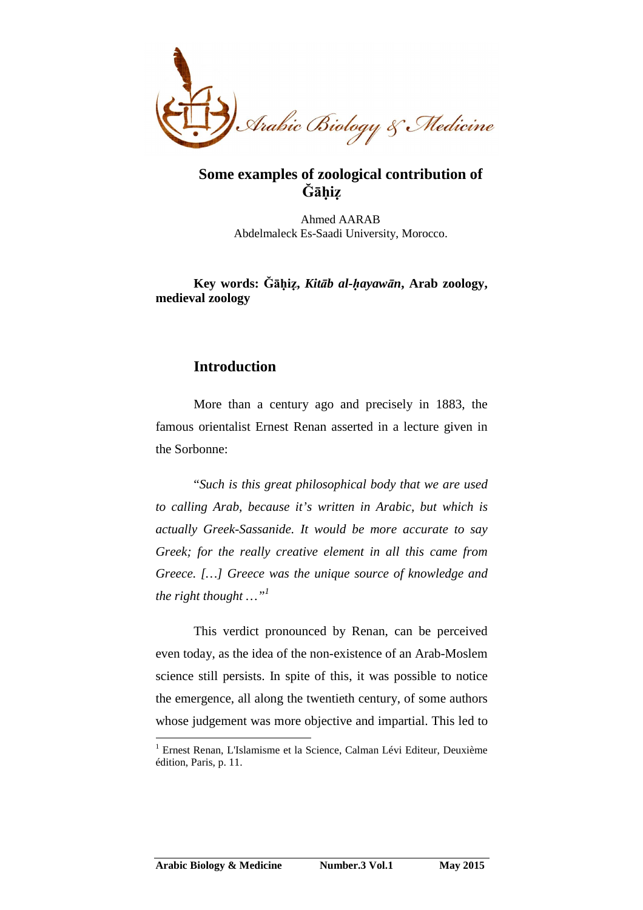# Some examples of zoological contribution of Ǧāḥiẓ

Ahmed AARAB
Abdelmaleck Es-Saadi University, Morocco.

**Key words: Ǧāḥiẓ, *Kitāb al-ḥayawān*, Arab zoology, medieval zoology**

## Introduction

More than a century ago and precisely in 1883, the famous orientalist Ernest Renan asserted in a lecture given in the Sorbonne:

"*Such is this great philosophical body that we are used to calling Arab, because it's written in Arabic, but which is actually Greek-Sassanide. It would be more accurate to say Greek; for the really creative element in all this came from Greece. […] Greece was the unique source of knowledge and the right thought …*"[1]

This verdict pronounced by Renan, can be perceived even today, as the idea of the non-existence of an Arab-Moslem science still persists. In spite of this, it was possible to notice the emergence, all along the twentieth century, of some authors whose judgement was more objective and impartial. This led to

[1] Ernest Renan, L'Islamisme et la Science, Calman Lévi Editeur, Deuxième édition, Paris, p. 11.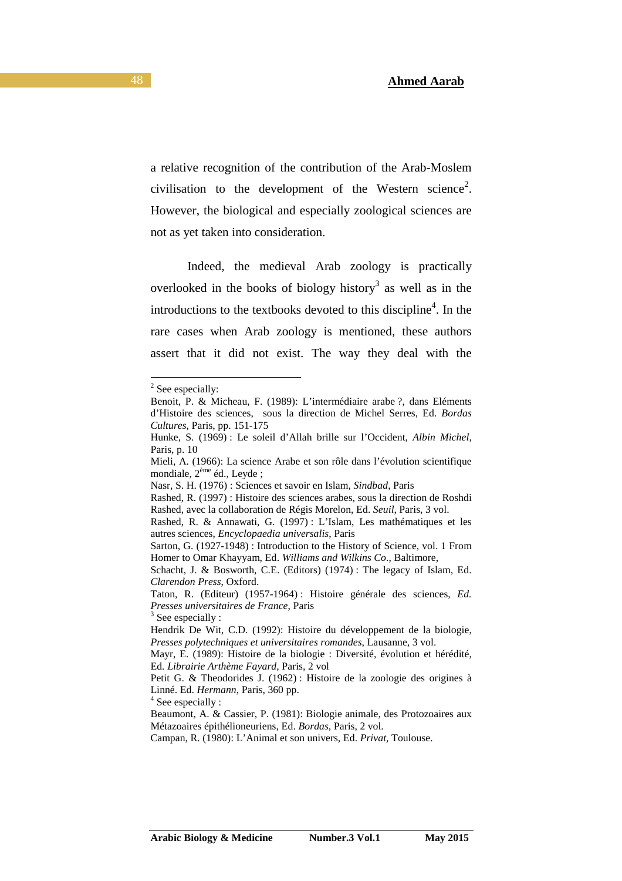a relative recognition of the contribution of the Arab-Moslem civilisation to the development of the Western science[2]. However, the biological and especially zoological sciences are not as yet taken into consideration.

Indeed, the medieval Arab zoology is practically overlooked in the books of biology history[3] as well as in the introductions to the textbooks devoted to this discipline[4]. In the rare cases when Arab zoology is mentioned, these authors assert that it did not exist. The way they deal with the

---

[2] See especially:

Benoit, P. & Micheau, F. (1989): L'intermédiaire arabe ?, dans Eléments d'Histoire des sciences, sous la direction de Michel Serres, Ed. *Bordas Cultures*, Paris, pp. 151-175

Hunke, S. (1969) : Le soleil d'Allah brille sur l'Occident, *Albin Michel*, Paris, p. 10

Mieli, A. (1966): La science Arabe et son rôle dans l'évolution scientifique mondiale, 2ème éd., Leyde ;

Nasr, S. H. (1976) : Sciences et savoir en Islam, *Sindbad*, Paris

Rashed, R. (1997) : Histoire des sciences arabes, sous la direction de Roshdi Rashed, avec la collaboration de Régis Morelon, Ed. *Seuil*, Paris, 3 vol.

Rashed, R. & Annawati, G. (1997) : L'Islam, Les mathématiques et les autres sciences, *Encyclopaedia universalis*, Paris

Sarton, G. (1927-1948) : Introduction to the History of Science, vol. 1 From Homer to Omar Khayyam, Ed. *Williams and Wilkins Co*., Baltimore,

Schacht, J. & Bosworth, C.E. (Editors) (1974) : The legacy of Islam, Ed. *Clarendon Press*, Oxford.

Taton, R. (Editeur) (1957-1964) : Histoire générale des sciences, *Ed. Presses universitaires de France*, Paris

[3] See especially :

Hendrik De Wit, C.D. (1992): Histoire du développement de la biologie, *Presses polytechniques et universitaires romandes*, Lausanne, 3 vol.

Mayr, E. (1989): Histoire de la biologie : Diversité, évolution et hérédité, Ed. *Librairie Arthème Fayard*, Paris, 2 vol

Petit G. & Theodorides J. (1962) : Histoire de la zoologie des origines à Linné. Ed. *Hermann*, Paris, 360 pp.

[4] See especially :

Beaumont, A. & Cassier, P. (1981): Biologie animale, des Protozoaires aux Métazoaires épithélioneuriens, Ed. *Bordas*, Paris, 2 vol.

Campan, R. (1980): L'Animal et son univers, Ed. *Privat*, Toulouse.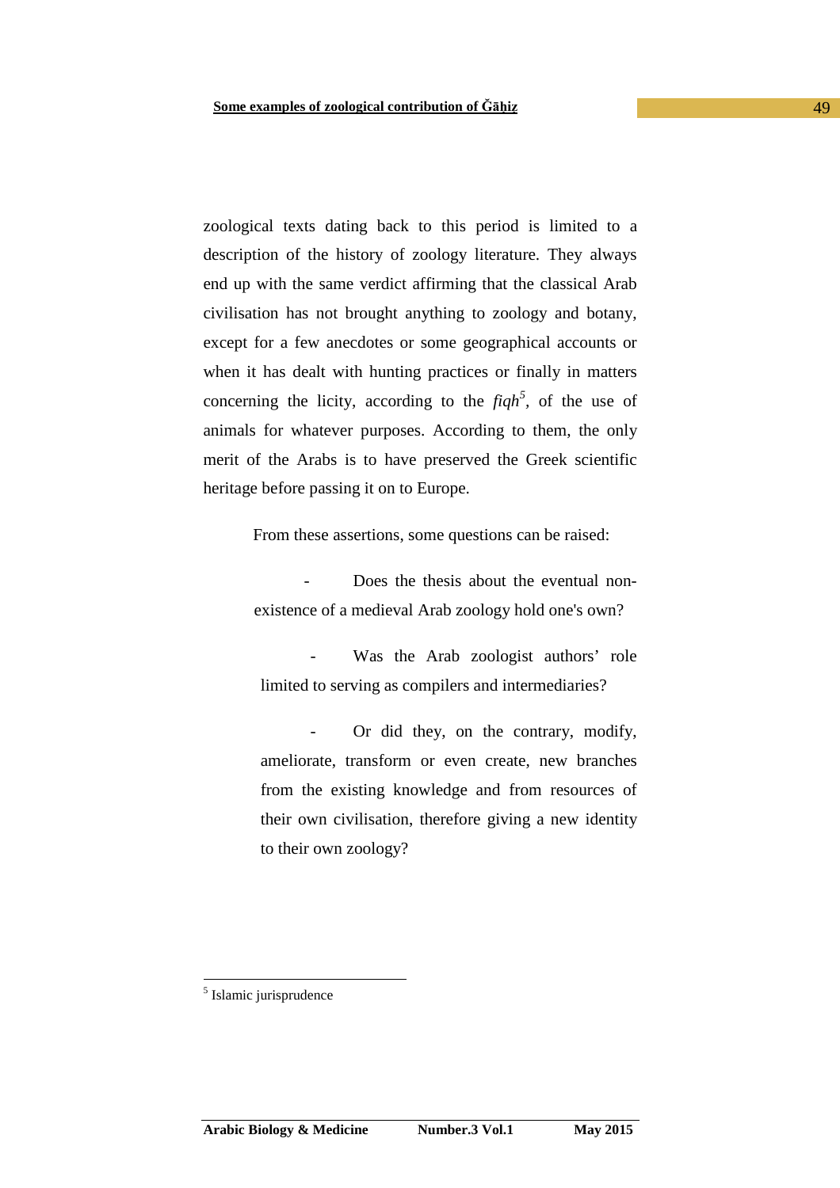zoological texts dating back to this period is limited to a description of the history of zoology literature. They always end up with the same verdict affirming that the classical Arab civilisation has not brought anything to zoology and botany, except for a few anecdotes or some geographical accounts or when it has dealt with hunting practices or finally in matters concerning the licity, according to the *fiqh*[5], of the use of animals for whatever purposes. According to them, the only merit of the Arabs is to have preserved the Greek scientific heritage before passing it on to Europe.

From these assertions, some questions can be raised:

- Does the thesis about the eventual non-existence of a medieval Arab zoology hold one's own?
- Was the Arab zoologist authors' role limited to serving as compilers and intermediaries?
- Or did they, on the contrary, modify, ameliorate, transform or even create, new branches from the existing knowledge and from resources of their own civilisation, therefore giving a new identity to their own zoology?

---

[5] Islamic jurisprudence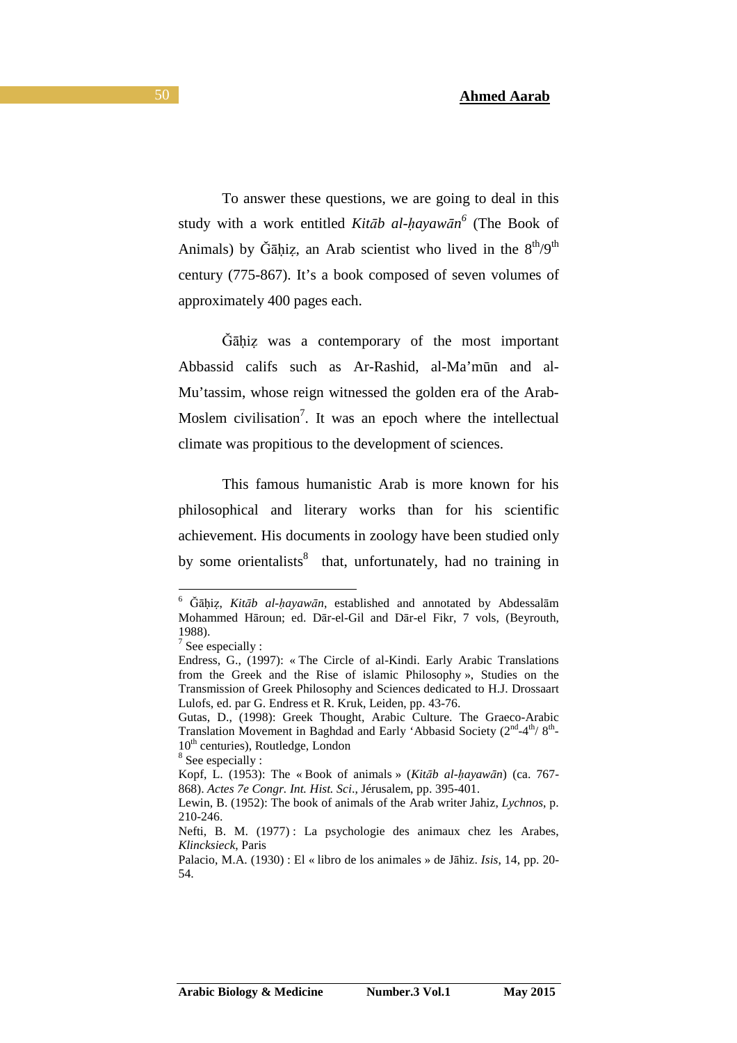To answer these questions, we are going to deal in this study with a work entitled *Kitāb al-ḥayawān*[6] (The Book of Animals) by Ğāḥiẓ, an Arab scientist who lived in the 8th/9th century (775-867). It's a book composed of seven volumes of approximately 400 pages each.

Ğāḥiẓ was a contemporary of the most important Abbassid califs such as Ar-Rashid, al-Ma'mūn and al-Mu'tassim, whose reign witnessed the golden era of the Arab-Moslem civilisation[7]. It was an epoch where the intellectual climate was propitious to the development of sciences.

This famous humanistic Arab is more known for his philosophical and literary works than for his scientific achievement. His documents in zoology have been studied only by some orientalists[8] that, unfortunately, had no training in

---

[6] Ğāḥiẓ, *Kitāb al-ḥayawān*, established and annotated by Abdessalām Mohammed Hāroun; ed. Dār-el-Gil and Dār-el Fikr, 7 vols, (Beyrouth, 1988).

[7] See especially :

Endress, G., (1997): « The Circle of al-Kindi. Early Arabic Translations from the Greek and the Rise of islamic Philosophy », Studies on the Transmission of Greek Philosophy and Sciences dedicated to H.J. Drossaart Lulofs, ed. par G. Endress et R. Kruk, Leiden, pp. 43-76.

Gutas, D., (1998): Greek Thought, Arabic Culture. The Graeco-Arabic Translation Movement in Baghdad and Early 'Abbasid Society (2nd-4th/ 8th-10th centuries), Routledge, London

[8] See especially :

Kopf, L. (1953): The « Book of animals » (*Kitāb al-ḥayawān*) (ca. 767-868). *Actes 7e Congr. Int. Hist. Sci*., Jérusalem, pp. 395-401.

Lewin, B. (1952): The book of animals of the Arab writer Jahiz, *Lychnos*, p. 210-246.

Nefti, B. M. (1977) : La psychologie des animaux chez les Arabes, *Klincksieck*, Paris

Palacio, M.A. (1930) : El « libro de los animales » de Jāhiz. *Isis*, 14, pp. 20-54.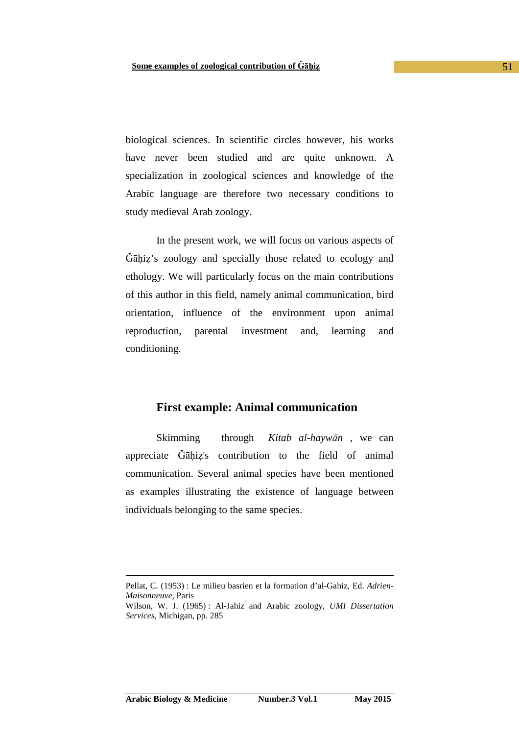biological sciences. In scientific circles however, his works have never been studied and are quite unknown. A specialization in zoological sciences and knowledge of the Arabic language are therefore two necessary conditions to study medieval Arab zoology.

In the present work, we will focus on various aspects of Ǧāḥiẓ's zoology and specially those related to ecology and ethology. We will particularly focus on the main contributions of this author in this field, namely animal communication, bird orientation, influence of the environment upon animal reproduction, parental investment and, learning and conditioning.

## First example: Animal communication

Skimming through *Kitab al-haywān* , we can appreciate Ǧāḥiẓ's contribution to the field of animal communication. Several animal species have been mentioned as examples illustrating the existence of language between individuals belonging to the same species.

---

Pellat, C. (1953) : Le milieu basrien et la formation d'al-Gahiz, Ed. *Adrien-Maisonneuve*, Paris

Wilson, W. J. (1965) : Al-Jahiz and Arabic zoology, *UMI Dissertation Services*, Michigan, pp. 285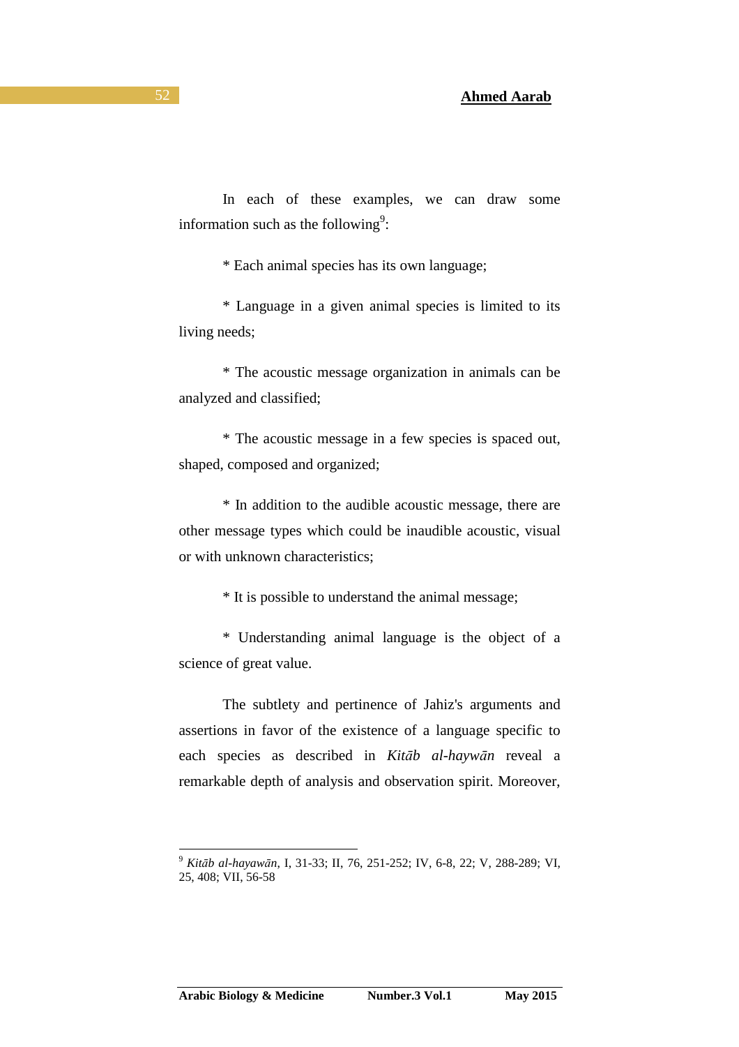In each of these examples, we can draw some information such as the following[9]:

* Each animal species has its own language;

* Language in a given animal species is limited to its living needs;

* The acoustic message organization in animals can be analyzed and classified;

* The acoustic message in a few species is spaced out, shaped, composed and organized;

* In addition to the audible acoustic message, there are other message types which could be inaudible acoustic, visual or with unknown characteristics;

* It is possible to understand the animal message;

* Understanding animal language is the object of a science of great value.

The subtlety and pertinence of Jahiz's arguments and assertions in favor of the existence of a language specific to each species as described in *Kitāb al-haywān* reveal a remarkable depth of analysis and observation spirit. Moreover,

---

[9] *Kitāb al-hayawān*, I, 31-33; II, 76, 251-252; IV, 6-8, 22; V, 288-289; VI, 25, 408; VII, 56-58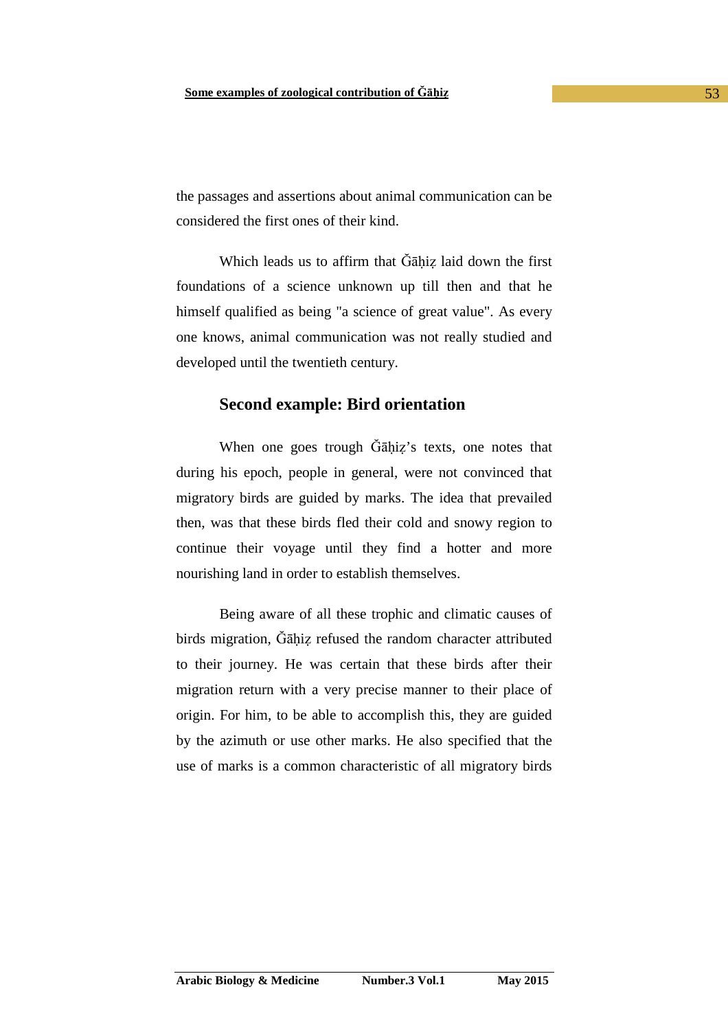the passages and assertions about animal communication can be considered the first ones of their kind.

Which leads us to affirm that Ǧāḥiẓ laid down the first foundations of a science unknown up till then and that he himself qualified as being "a science of great value". As every one knows, animal communication was not really studied and developed until the twentieth century.

## Second example: Bird orientation

When one goes trough Ǧāḥiẓ's texts, one notes that during his epoch, people in general, were not convinced that migratory birds are guided by marks. The idea that prevailed then, was that these birds fled their cold and snowy region to continue their voyage until they find a hotter and more nourishing land in order to establish themselves.

Being aware of all these trophic and climatic causes of birds migration, Ǧāḥiẓ refused the random character attributed to their journey. He was certain that these birds after their migration return with a very precise manner to their place of origin. For him, to be able to accomplish this, they are guided by the azimuth or use other marks. He also specified that the use of marks is a common characteristic of all migratory birds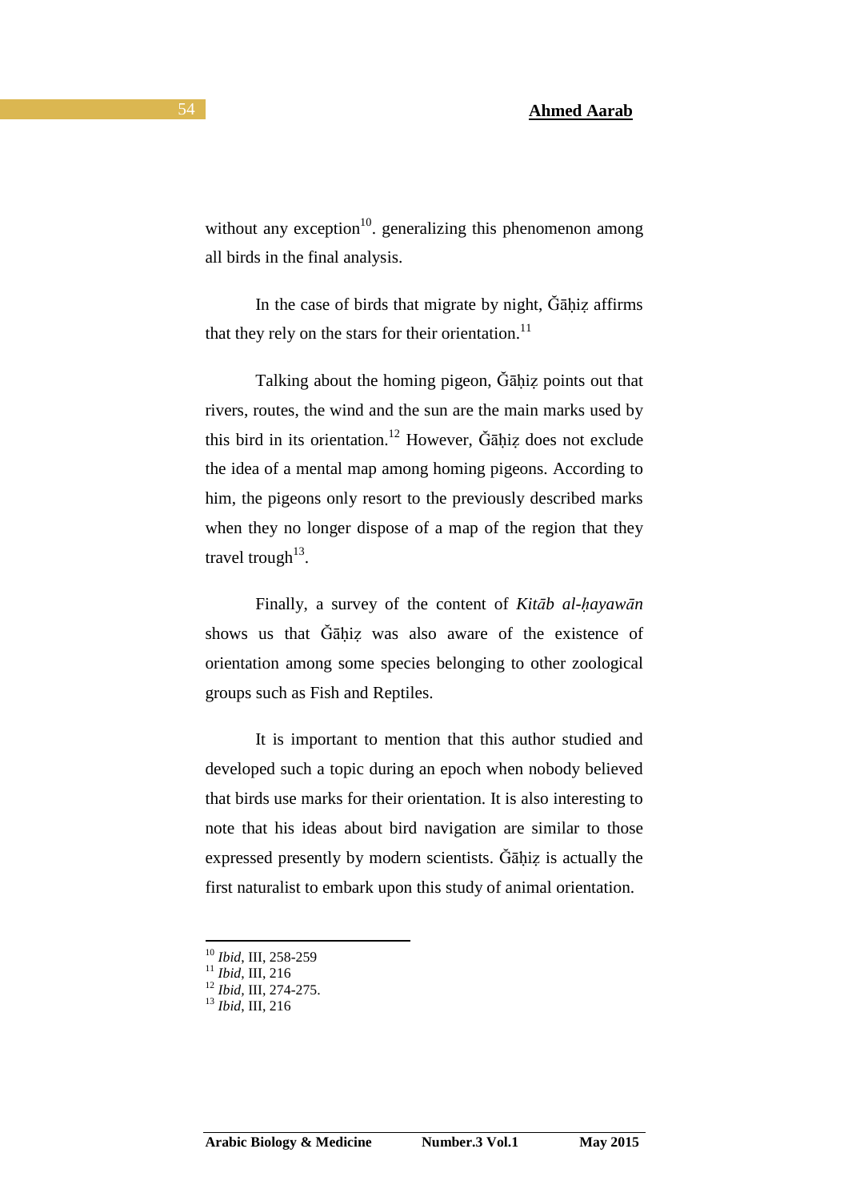without any exception[10]. generalizing this phenomenon among all birds in the final analysis.

In the case of birds that migrate by night, Ǧāḥiẓ affirms that they rely on the stars for their orientation.[11]

Talking about the homing pigeon, Ǧāḥiẓ points out that rivers, routes, the wind and the sun are the main marks used by this bird in its orientation.[12] However, Ǧāḥiẓ does not exclude the idea of a mental map among homing pigeons. According to him, the pigeons only resort to the previously described marks when they no longer dispose of a map of the region that they travel trough[13].

Finally, a survey of the content of *Kitāb al-ḥayawān* shows us that Ǧāḥiẓ was also aware of the existence of orientation among some species belonging to other zoological groups such as Fish and Reptiles.

It is important to mention that this author studied and developed such a topic during an epoch when nobody believed that birds use marks for their orientation. It is also interesting to note that his ideas about bird navigation are similar to those expressed presently by modern scientists. Ǧāḥiẓ is actually the first naturalist to embark upon this study of animal orientation.

---

[10] *Ibid*, III, 258-259
[11] *Ibid*, III, 216
[12] *Ibid*, III, 274-275.
[13] *Ibid*, III, 216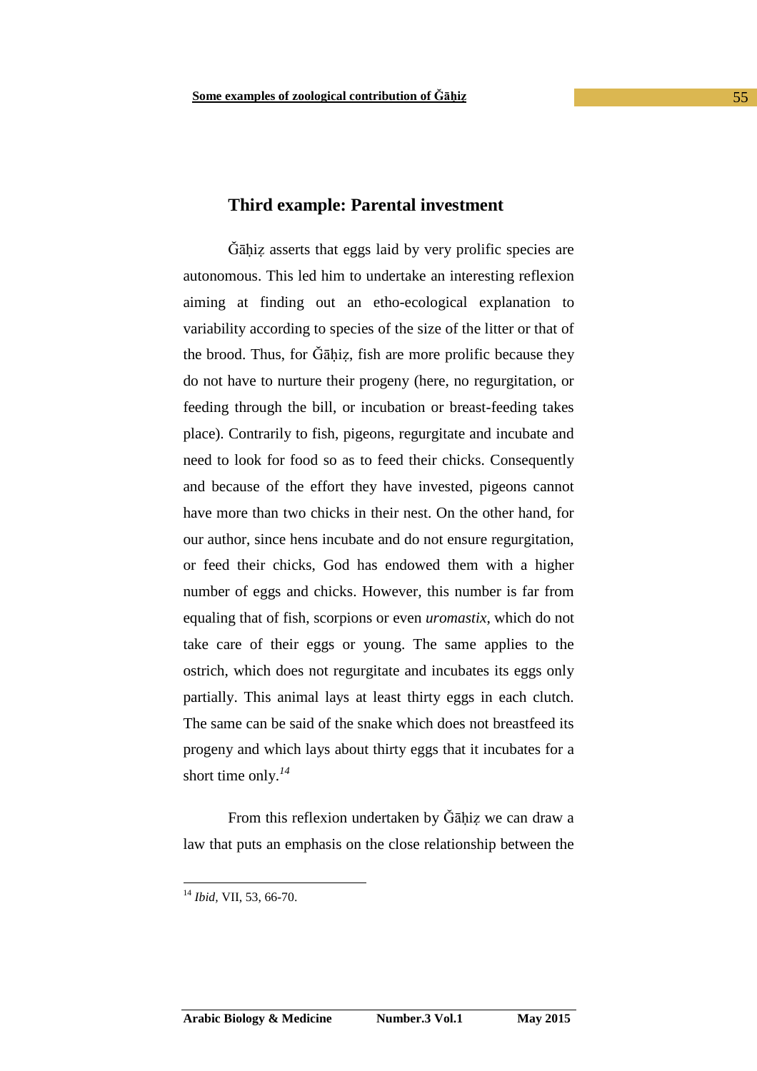## Third example: Parental investment

Ğāḥiẓ asserts that eggs laid by very prolific species are autonomous. This led him to undertake an interesting reflexion aiming at finding out an etho-ecological explanation to variability according to species of the size of the litter or that of the brood. Thus, for Ğāḥiẓ, fish are more prolific because they do not have to nurture their progeny (here, no regurgitation, or feeding through the bill, or incubation or breast-feeding takes place). Contrarily to fish, pigeons, regurgitate and incubate and need to look for food so as to feed their chicks. Consequently and because of the effort they have invested, pigeons cannot have more than two chicks in their nest. On the other hand, for our author, since hens incubate and do not ensure regurgitation, or feed their chicks, God has endowed them with a higher number of eggs and chicks. However, this number is far from equaling that of fish, scorpions or even *uromastix*, which do not take care of their eggs or young. The same applies to the ostrich, which does not regurgitate and incubates its eggs only partially. This animal lays at least thirty eggs in each clutch. The same can be said of the snake which does not breastfeed its progeny and which lays about thirty eggs that it incubates for a short time only.[14]

From this reflexion undertaken by Ğāḥiẓ we can draw a law that puts an emphasis on the close relationship between the

---

[14] *Ibid*, VII, 53, 66-70.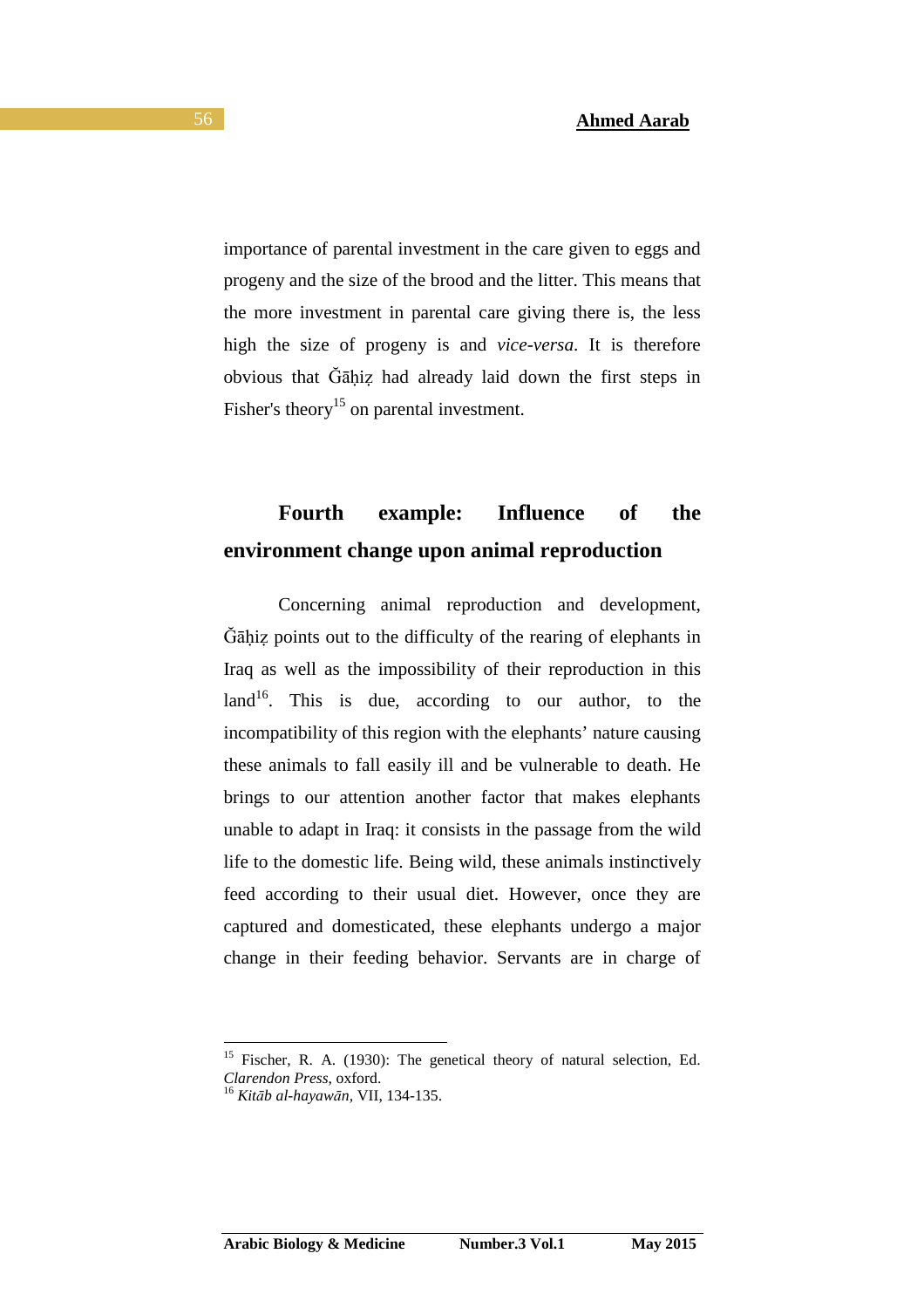importance of parental investment in the care given to eggs and progeny and the size of the brood and the litter. This means that the more investment in parental care giving there is, the less high the size of progeny is and *vice-versa*. It is therefore obvious that Ğāḥiẓ had already laid down the first steps in Fisher's theory[15] on parental investment.

## Fourth example: Influence of the environment change upon animal reproduction

Concerning animal reproduction and development, Ğāḥiẓ points out to the difficulty of the rearing of elephants in Iraq as well as the impossibility of their reproduction in this land[16]. This is due, according to our author, to the incompatibility of this region with the elephants' nature causing these animals to fall easily ill and be vulnerable to death. He brings to our attention another factor that makes elephants unable to adapt in Iraq: it consists in the passage from the wild life to the domestic life. Being wild, these animals instinctively feed according to their usual diet. However, once they are captured and domesticated, these elephants undergo a major change in their feeding behavior. Servants are in charge of

---

[15] Fischer, R. A. (1930): The genetical theory of natural selection, Ed. *Clarendon Press*, oxford.

[16] *Kitāb al-hayawān*, VII, 134-135.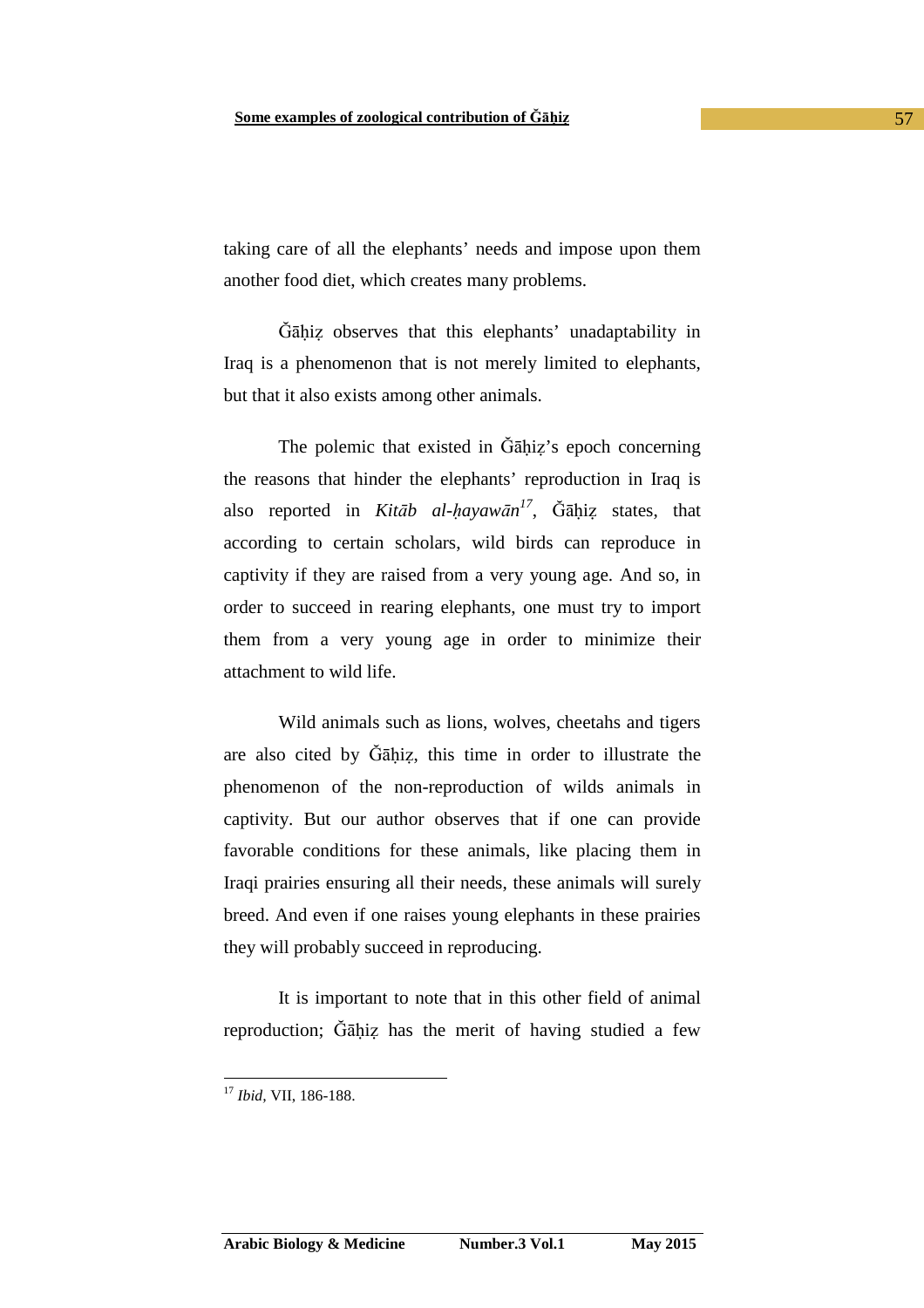taking care of all the elephants' needs and impose upon them another food diet, which creates many problems.

Ǧāḥiẓ observes that this elephants' unadaptability in Iraq is a phenomenon that is not merely limited to elephants, but that it also exists among other animals.

The polemic that existed in Ǧāḥiẓ's epoch concerning the reasons that hinder the elephants' reproduction in Iraq is also reported in *Kitāb al-ḥayawān*[17], Ǧāḥiẓ states, that according to certain scholars, wild birds can reproduce in captivity if they are raised from a very young age. And so, in order to succeed in rearing elephants, one must try to import them from a very young age in order to minimize their attachment to wild life.

Wild animals such as lions, wolves, cheetahs and tigers are also cited by Ǧāḥiẓ, this time in order to illustrate the phenomenon of the non-reproduction of wilds animals in captivity. But our author observes that if one can provide favorable conditions for these animals, like placing them in Iraqi prairies ensuring all their needs, these animals will surely breed. And even if one raises young elephants in these prairies they will probably succeed in reproducing.

It is important to note that in this other field of animal reproduction; Ǧāḥiẓ has the merit of having studied a few

---

[17] *Ibid*, VII, 186-188.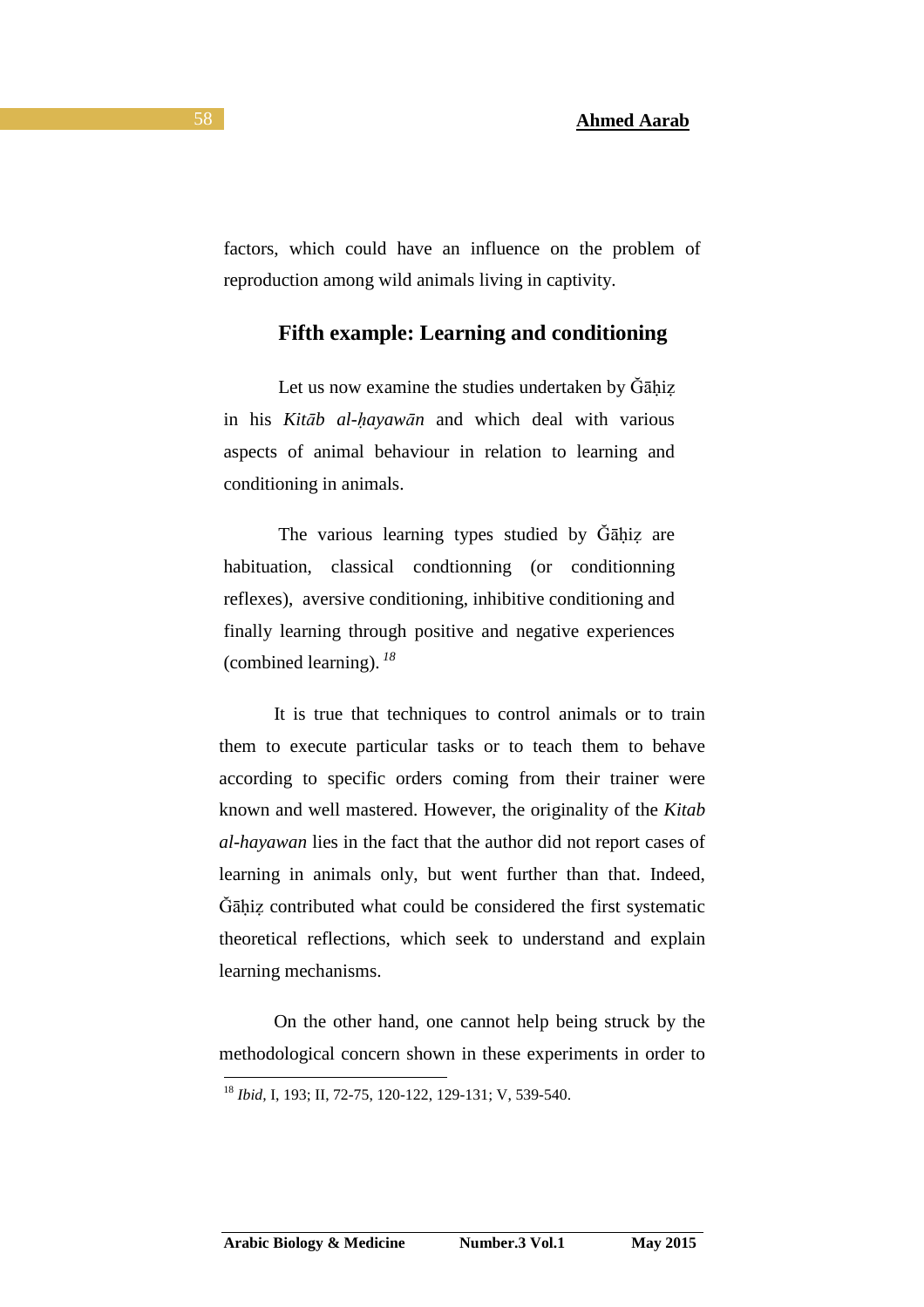factors, which could have an influence on the problem of reproduction among wild animals living in captivity.

## Fifth example: Learning and conditioning

Let us now examine the studies undertaken by Ǧāḥiẓ in his *Kitāb al-ḥayawān* and which deal with various aspects of animal behaviour in relation to learning and conditioning in animals.

The various learning types studied by Ǧāḥiẓ are habituation, classical condtionning (or conditionning reflexes), aversive conditioning, inhibitive conditioning and finally learning through positive and negative experiences (combined learning).[18]

It is true that techniques to control animals or to train them to execute particular tasks or to teach them to behave according to specific orders coming from their trainer were known and well mastered. However, the originality of the *Kitab al-hayawan* lies in the fact that the author did not report cases of learning in animals only, but went further than that. Indeed, Ǧāḥiẓ contributed what could be considered the first systematic theoretical reflections, which seek to understand and explain learning mechanisms.

On the other hand, one cannot help being struck by the methodological concern shown in these experiments in order to

---

[18] *Ibid*, I, 193; II, 72-75, 120-122, 129-131; V, 539-540.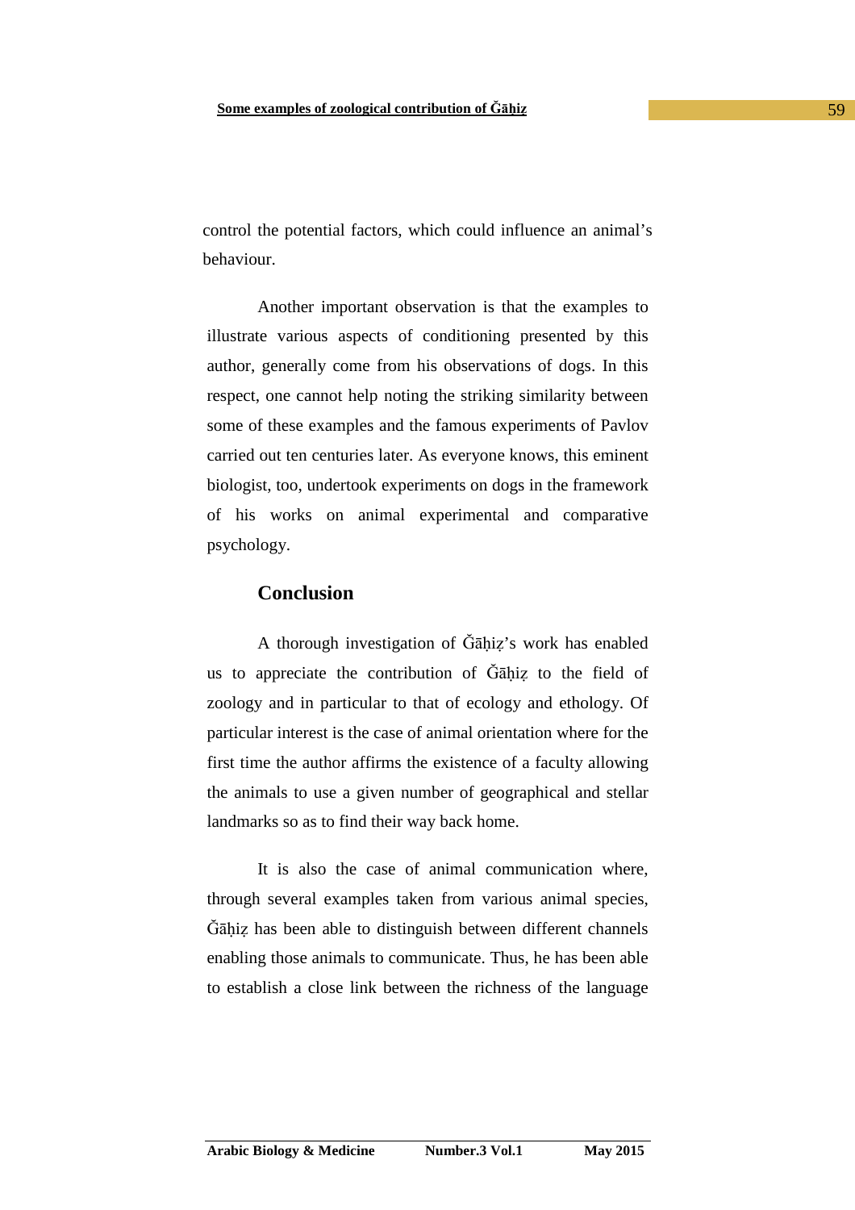control the potential factors, which could influence an animal's behaviour.

Another important observation is that the examples to illustrate various aspects of conditioning presented by this author, generally come from his observations of dogs. In this respect, one cannot help noting the striking similarity between some of these examples and the famous experiments of Pavlov carried out ten centuries later. As everyone knows, this eminent biologist, too, undertook experiments on dogs in the framework of his works on animal experimental and comparative psychology.

## Conclusion

A thorough investigation of Ǧāḥiẓ's work has enabled us to appreciate the contribution of Ǧāḥiẓ to the field of zoology and in particular to that of ecology and ethology. Of particular interest is the case of animal orientation where for the first time the author affirms the existence of a faculty allowing the animals to use a given number of geographical and stellar landmarks so as to find their way back home.

It is also the case of animal communication where, through several examples taken from various animal species, Ǧāḥiẓ has been able to distinguish between different channels enabling those animals to communicate. Thus, he has been able to establish a close link between the richness of the language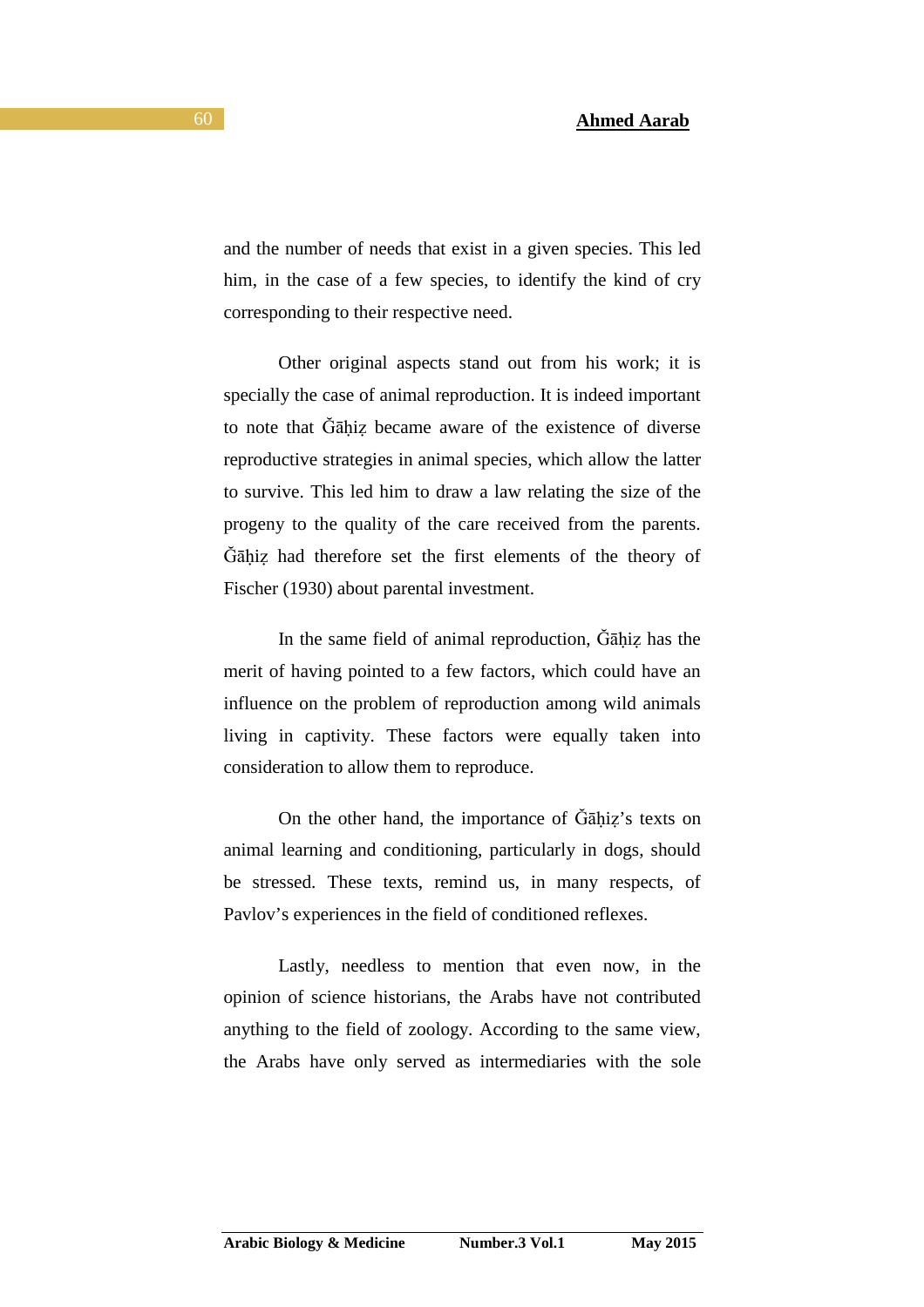and the number of needs that exist in a given species. This led him, in the case of a few species, to identify the kind of cry corresponding to their respective need.

Other original aspects stand out from his work; it is specially the case of animal reproduction. It is indeed important to note that Ǧāḥiẓ became aware of the existence of diverse reproductive strategies in animal species, which allow the latter to survive. This led him to draw a law relating the size of the progeny to the quality of the care received from the parents. Ǧāḥiẓ had therefore set the first elements of the theory of Fischer (1930) about parental investment.

In the same field of animal reproduction, Ǧāḥiẓ has the merit of having pointed to a few factors, which could have an influence on the problem of reproduction among wild animals living in captivity. These factors were equally taken into consideration to allow them to reproduce.

On the other hand, the importance of Ǧāḥiẓ's texts on animal learning and conditioning, particularly in dogs, should be stressed. These texts, remind us, in many respects, of Pavlov's experiences in the field of conditioned reflexes.

Lastly, needless to mention that even now, in the opinion of science historians, the Arabs have not contributed anything to the field of zoology. According to the same view, the Arabs have only served as intermediaries with the sole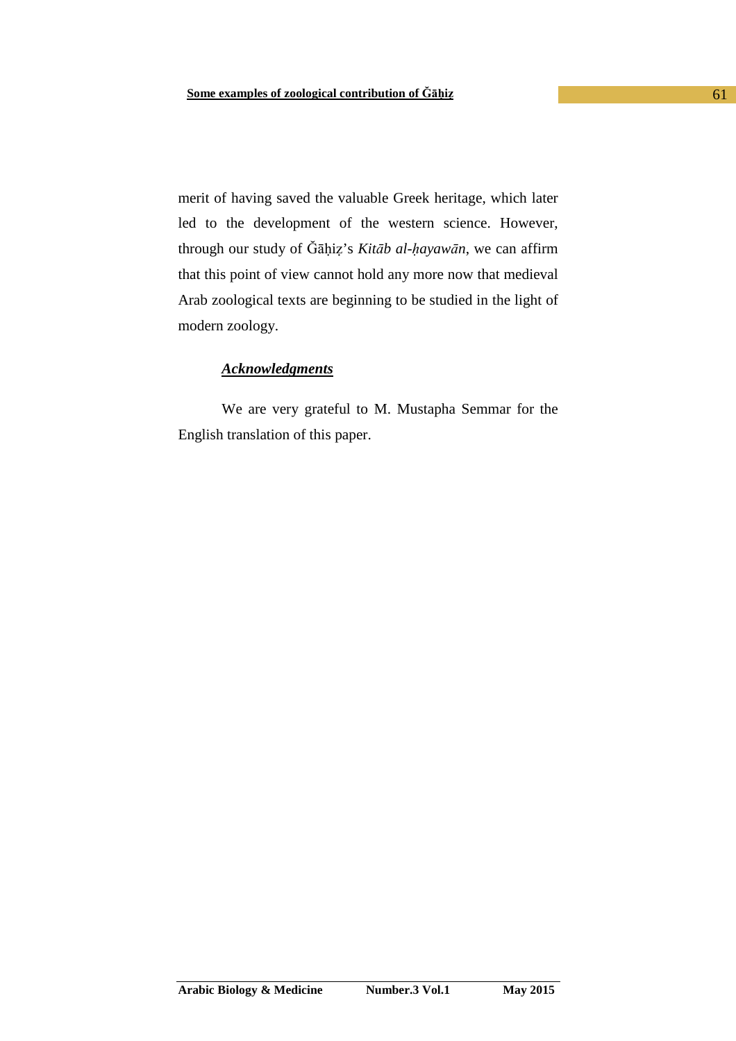merit of having saved the valuable Greek heritage, which later led to the development of the western science. However, through our study of Ǧāḥiẓ's *Kitāb al-ḥayawān*, we can affirm that this point of view cannot hold any more now that medieval Arab zoological texts are beginning to be studied in the light of modern zoology.

## ***Acknowledgments***

We are very grateful to M. Mustapha Semmar for the English translation of this paper.